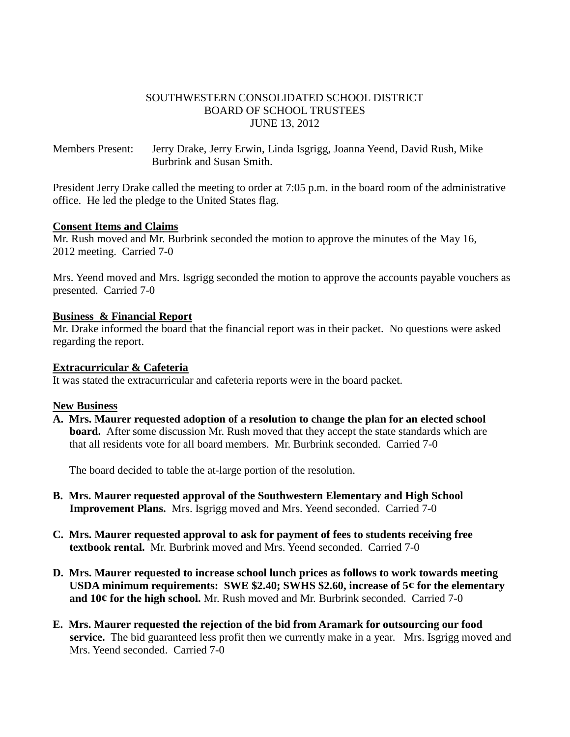SOUTHWESTERN CONSOLIDATED SCHOOL DISTRICT
BOARD OF SCHOOL TRUSTEES
JUNE 13, 2012

Members Present: Jerry Drake, Jerry Erwin, Linda Isgrigg, Joanna Yeend, David Rush, Mike Burbrink and Susan Smith.

President Jerry Drake called the meeting to order at 7:05 p.m. in the board room of the administrative office. He led the pledge to the United States flag.

**Consent Items and Claims**

Mr. Rush moved and Mr. Burbrink seconded the motion to approve the minutes of the May 16, 2012 meeting. Carried 7-0

Mrs. Yeend moved and Mrs. Isgrigg seconded the motion to approve the accounts payable vouchers as presented. Carried 7-0

**Business & Financial Report**

Mr. Drake informed the board that the financial report was in their packet. No questions were asked regarding the report.

**Extracurricular & Cafeteria**

It was stated the extracurricular and cafeteria reports were in the board packet.

**New Business**

**A. Mrs. Maurer requested adoption of a resolution to change the plan for an elected school board.** After some discussion Mr. Rush moved that they accept the state standards which are that all residents vote for all board members. Mr. Burbrink seconded. Carried 7-0

The board decided to table the at-large portion of the resolution.

**B. Mrs. Maurer requested approval of the Southwestern Elementary and High School Improvement Plans.** Mrs. Isgrigg moved and Mrs. Yeend seconded. Carried 7-0

**C. Mrs. Maurer requested approval to ask for payment of fees to students receiving free textbook rental.** Mr. Burbrink moved and Mrs. Yeend seconded. Carried 7-0

**D. Mrs. Maurer requested to increase school lunch prices as follows to work towards meeting USDA minimum requirements: SWE $2.40; SWHS $2.60, increase of 5¢ for the elementary and 10¢ for the high school.** Mr. Rush moved and Mr. Burbrink seconded. Carried 7-0

**E. Mrs. Maurer requested the rejection of the bid from Aramark for outsourcing our food service.** The bid guaranteed less profit then we currently make in a year. Mrs. Isgrigg moved and Mrs. Yeend seconded. Carried 7-0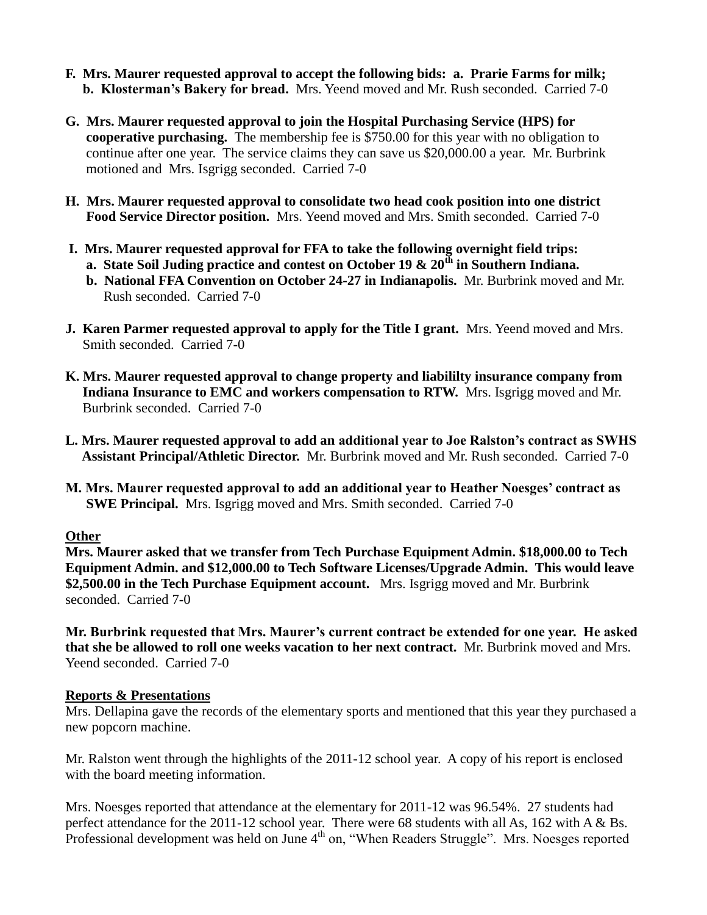**F. Mrs. Maurer requested approval to accept the following bids: a. Prarie Farms for milk; b. Klosterman's Bakery for bread.** Mrs. Yeend moved and Mr. Rush seconded. Carried 7-0

**G. Mrs. Maurer requested approval to join the Hospital Purchasing Service (HPS) for cooperative purchasing.** The membership fee is $750.00 for this year with no obligation to continue after one year. The service claims they can save us $20,000.00 a year. Mr. Burbrink motioned and Mrs. Isgrigg seconded. Carried 7-0

**H. Mrs. Maurer requested approval to consolidate two head cook position into one district Food Service Director position.** Mrs. Yeend moved and Mrs. Smith seconded. Carried 7-0

**I. Mrs. Maurer requested approval for FFA to take the following overnight field trips:**
   **a. State Soil Juding practice and contest on October 19 & 20th in Southern Indiana.**
   **b. National FFA Convention on October 24-27 in Indianapolis.** Mr. Burbrink moved and Mr. Rush seconded. Carried 7-0

**J. Karen Parmer requested approval to apply for the Title I grant.** Mrs. Yeend moved and Mrs. Smith seconded. Carried 7-0

**K. Mrs. Maurer requested approval to change property and liabililty insurance company from Indiana Insurance to EMC and workers compensation to RTW.** Mrs. Isgrigg moved and Mr. Burbrink seconded. Carried 7-0

**L. Mrs. Maurer requested approval to add an additional year to Joe Ralston's contract as SWHS Assistant Principal/Athletic Director.** Mr. Burbrink moved and Mr. Rush seconded. Carried 7-0

**M. Mrs. Maurer requested approval to add an additional year to Heather Noesges' contract as SWE Principal.** Mrs. Isgrigg moved and Mrs. Smith seconded. Carried 7-0

**Other**

**Mrs. Maurer asked that we transfer from Tech Purchase Equipment Admin. $18,000.00 to Tech Equipment Admin. and $12,000.00 to Tech Software Licenses/Upgrade Admin. This would leave $2,500.00 in the Tech Purchase Equipment account.** Mrs. Isgrigg moved and Mr. Burbrink seconded. Carried 7-0

**Mr. Burbrink requested that Mrs. Maurer's current contract be extended for one year. He asked that she be allowed to roll one weeks vacation to her next contract.** Mr. Burbrink moved and Mrs. Yeend seconded. Carried 7-0

**Reports & Presentations**

Mrs. Dellapina gave the records of the elementary sports and mentioned that this year they purchased a new popcorn machine.

Mr. Ralston went through the highlights of the 2011-12 school year. A copy of his report is enclosed with the board meeting information.

Mrs. Noesges reported that attendance at the elementary for 2011-12 was 96.54%. 27 students had perfect attendance for the 2011-12 school year. There were 68 students with all As, 162 with A & Bs. Professional development was held on June 4th on, "When Readers Struggle". Mrs. Noesges reported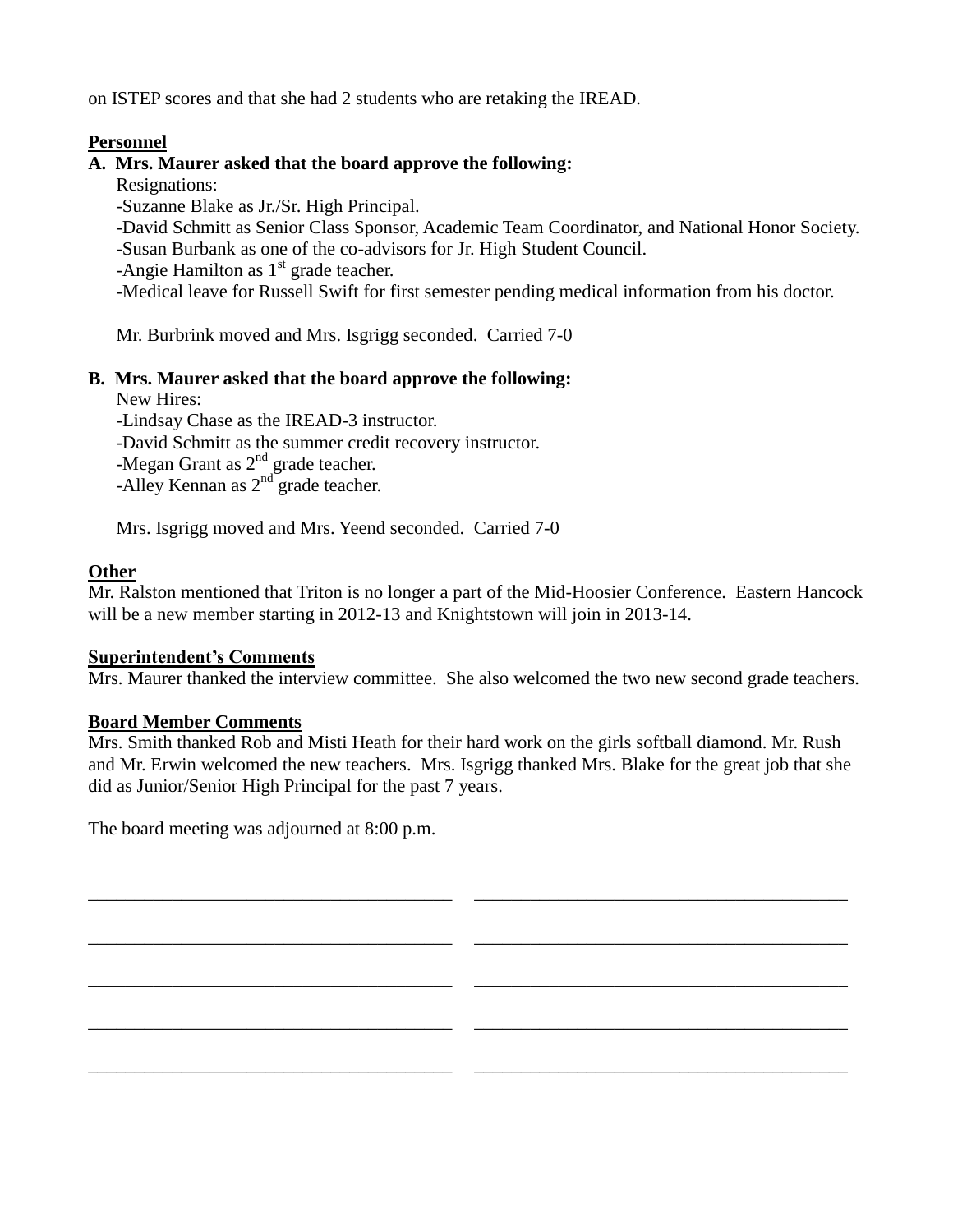on ISTEP scores and that she had 2 students who are retaking the IREAD.

**Personnel**

**A. Mrs. Maurer asked that the board approve the following:**

Resignations:

-Suzanne Blake as Jr./Sr. High Principal.
-David Schmitt as Senior Class Sponsor, Academic Team Coordinator, and National Honor Society.
-Susan Burbank as one of the co-advisors for Jr. High Student Council.
-Angie Hamilton as 1st grade teacher.
-Medical leave for Russell Swift for first semester pending medical information from his doctor.

Mr. Burbrink moved and Mrs. Isgrigg seconded. Carried 7-0

**B. Mrs. Maurer asked that the board approve the following:**

New Hires:

-Lindsay Chase as the IREAD-3 instructor.
-David Schmitt as the summer credit recovery instructor.
-Megan Grant as 2nd grade teacher.
-Alley Kennan as 2nd grade teacher.

Mrs. Isgrigg moved and Mrs. Yeend seconded. Carried 7-0

**Other**

Mr. Ralston mentioned that Triton is no longer a part of the Mid-Hoosier Conference. Eastern Hancock will be a new member starting in 2012-13 and Knightstown will join in 2013-14.

**Superintendent's Comments**

Mrs. Maurer thanked the interview committee. She also welcomed the two new second grade teachers.

**Board Member Comments**

Mrs. Smith thanked Rob and Misti Heath for their hard work on the girls softball diamond. Mr. Rush and Mr. Erwin welcomed the new teachers. Mrs. Isgrigg thanked Mrs. Blake for the great job that she did as Junior/Senior High Principal for the past 7 years.

The board meeting was adjourned at 8:00 p.m.

\_\_\_\_\_\_\_\_\_\_\_\_\_\_\_\_\_\_\_\_\_\_\_\_\_\_\_\_\_\_\_\_\_\_\_\_\_\_\_\_ \_\_\_\_\_\_\_\_\_\_\_\_\_\_\_\_\_\_\_\_\_\_\_\_\_\_\_\_\_\_\_\_\_\_\_\_\_\_\_\_

\_\_\_\_\_\_\_\_\_\_\_\_\_\_\_\_\_\_\_\_\_\_\_\_\_\_\_\_\_\_\_\_\_\_\_\_\_\_\_\_ \_\_\_\_\_\_\_\_\_\_\_\_\_\_\_\_\_\_\_\_\_\_\_\_\_\_\_\_\_\_\_\_\_\_\_\_\_\_\_\_

\_\_\_\_\_\_\_\_\_\_\_\_\_\_\_\_\_\_\_\_\_\_\_\_\_\_\_\_\_\_\_\_\_\_\_\_\_\_\_\_ \_\_\_\_\_\_\_\_\_\_\_\_\_\_\_\_\_\_\_\_\_\_\_\_\_\_\_\_\_\_\_\_\_\_\_\_\_\_\_\_

\_\_\_\_\_\_\_\_\_\_\_\_\_\_\_\_\_\_\_\_\_\_\_\_\_\_\_\_\_\_\_\_\_\_\_\_\_\_\_\_ \_\_\_\_\_\_\_\_\_\_\_\_\_\_\_\_\_\_\_\_\_\_\_\_\_\_\_\_\_\_\_\_\_\_\_\_\_\_\_\_

\_\_\_\_\_\_\_\_\_\_\_\_\_\_\_\_\_\_\_\_\_\_\_\_\_\_\_\_\_\_\_\_\_\_\_\_\_\_\_\_ \_\_\_\_\_\_\_\_\_\_\_\_\_\_\_\_\_\_\_\_\_\_\_\_\_\_\_\_\_\_\_\_\_\_\_\_\_\_\_\_